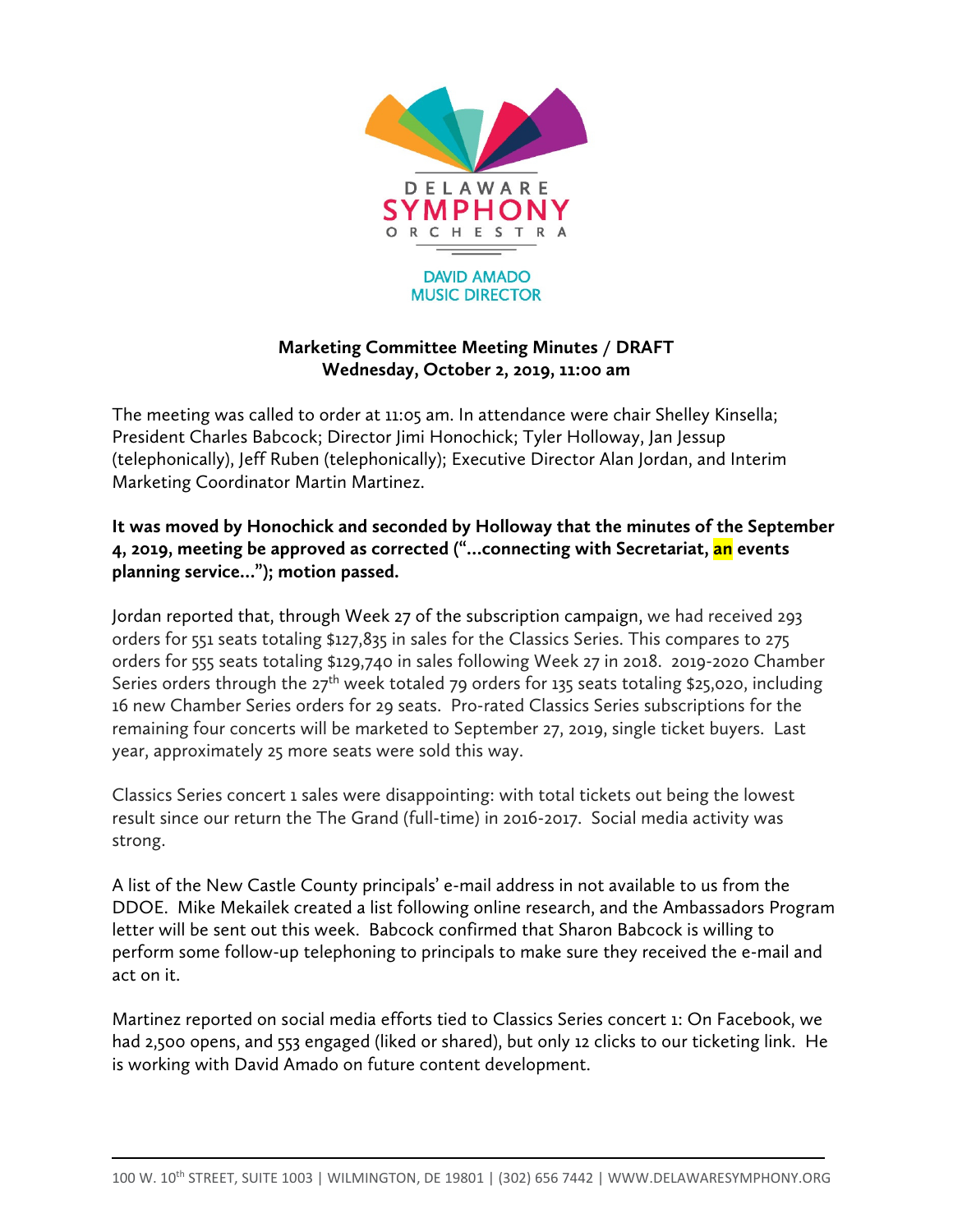DELAWARE SYMPHONY ORCHESTRA

DAVID AMADO
MUSIC DIRECTOR

**Marketing Committee Meeting Minutes / DRAFT**
**Wednesday, October 2, 2019, 11:00 am**

The meeting was called to order at 11:05 am. In attendance were chair Shelley Kinsella; President Charles Babcock; Director Jimi Honochick; Tyler Holloway, Jan Jessup (telephonically), Jeff Ruben (telephonically); Executive Director Alan Jordan, and Interim Marketing Coordinator Martin Martinez.

**It was moved by Honochick and seconded by Holloway that the minutes of the September 4, 2019, meeting be approved as corrected ("...connecting with Secretariat, an events planning service..."); motion passed.**

Jordan reported that, through Week 27 of the subscription campaign, we had received 293 orders for 551 seats totaling $127,835 in sales for the Classics Series. This compares to 275 orders for 555 seats totaling $129,740 in sales following Week 27 in 2018. 2019-2020 Chamber Series orders through the 27th week totaled 79 orders for 135 seats totaling $25,020, including 16 new Chamber Series orders for 29 seats. Pro-rated Classics Series subscriptions for the remaining four concerts will be marketed to September 27, 2019, single ticket buyers. Last year, approximately 25 more seats were sold this way.

Classics Series concert 1 sales were disappointing: with total tickets out being the lowest result since our return the The Grand (full-time) in 2016-2017. Social media activity was strong.

A list of the New Castle County principals' e-mail address in not available to us from the DDOE. Mike Mekailek created a list following online research, and the Ambassadors Program letter will be sent out this week. Babcock confirmed that Sharon Babcock is willing to perform some follow-up telephoning to principals to make sure they received the e-mail and act on it.

Martinez reported on social media efforts tied to Classics Series concert 1: On Facebook, we had 2,500 opens, and 553 engaged (liked or shared), but only 12 clicks to our ticketing link. He is working with David Amado on future content development.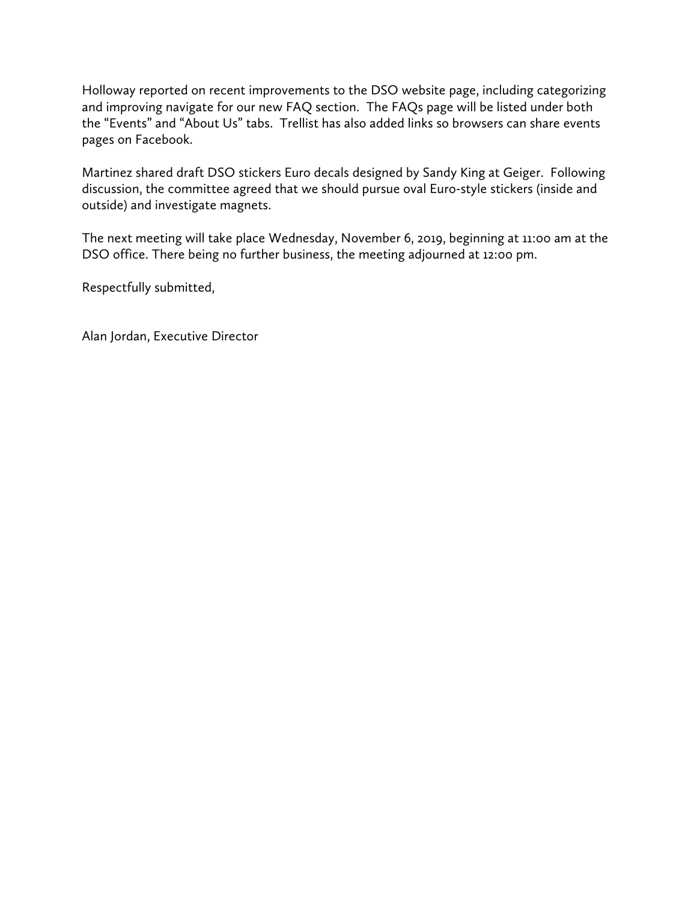Holloway reported on recent improvements to the DSO website page, including categorizing and improving navigate for our new FAQ section. The FAQs page will be listed under both the "Events" and "About Us" tabs. Trellist has also added links so browsers can share events pages on Facebook.

Martinez shared draft DSO stickers Euro decals designed by Sandy King at Geiger. Following discussion, the committee agreed that we should pursue oval Euro-style stickers (inside and outside) and investigate magnets.

The next meeting will take place Wednesday, November 6, 2019, beginning at 11:00 am at the DSO office. There being no further business, the meeting adjourned at 12:00 pm.

Respectfully submitted,

Alan Jordan, Executive Director